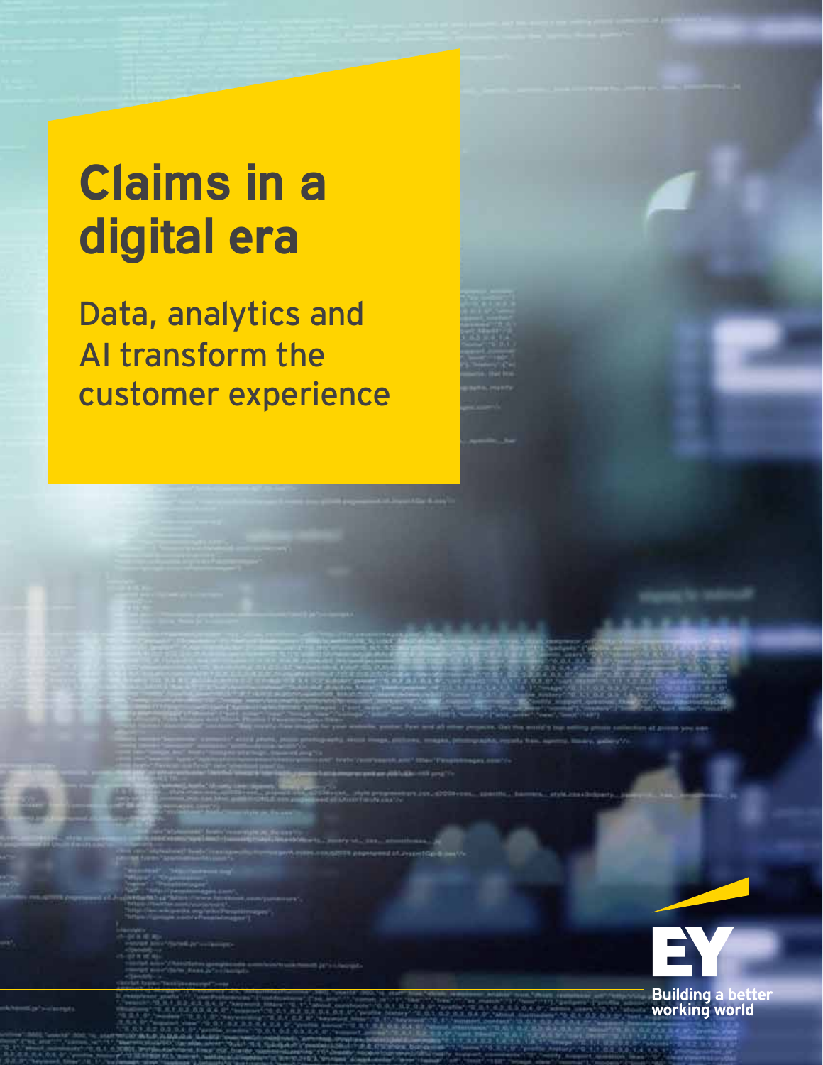# Claims in a digital era

Data, analytics and AI transform the customer experience

EY

Building a better working world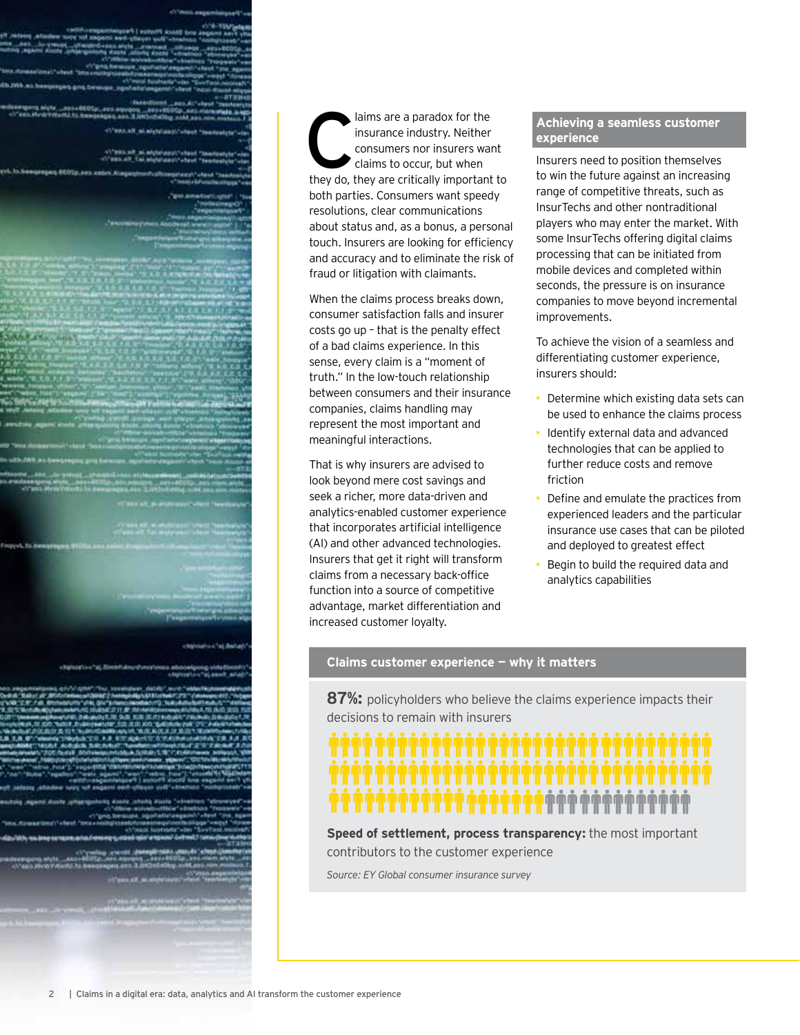Claims are a paradox for the insurance industry. Neither consumers nor insurers want claims to occur, but when they do, they are critically important to both parties. Consumers want speedy resolutions, clear communications about status and, as a bonus, a personal touch. Insurers are looking for efficiency and accuracy and to eliminate the risk of fraud or litigation with claimants.

When the claims process breaks down, consumer satisfaction falls and insurer costs go up – that is the penalty effect of a bad claims experience. In this sense, every claim is a "moment of truth." In the low-touch relationship between consumers and their insurance companies, claims handling may represent the most important and meaningful interactions.

That is why insurers are advised to look beyond mere cost savings and seek a richer, more data-driven and analytics-enabled customer experience that incorporates artificial intelligence (AI) and other advanced technologies. Insurers that get it right will transform claims from a necessary back-office function into a source of competitive advantage, market differentiation and increased customer loyalty.

## Achieving a seamless customer experience

Insurers need to position themselves to win the future against an increasing range of competitive threats, such as InsurTechs and other nontraditional players who may enter the market. With some InsurTechs offering digital claims processing that can be initiated from mobile devices and completed within seconds, the pressure is on insurance companies to move beyond incremental improvements.

To achieve the vision of a seamless and differentiating customer experience, insurers should:

- Determine which existing data sets can be used to enhance the claims process
- Identify external data and advanced technologies that can be applied to further reduce costs and remove friction
- Define and emulate the practices from experienced leaders and the particular insurance use cases that can be piloted and deployed to greatest effect
- Begin to build the required data and analytics capabilities

## Claims customer experience — why it matters

**87%:** policyholders who believe the claims experience impacts their decisions to remain with insurers

**Speed of settlement, process transparency:** the most important contributors to the customer experience

*Source: EY Global consumer insurance survey*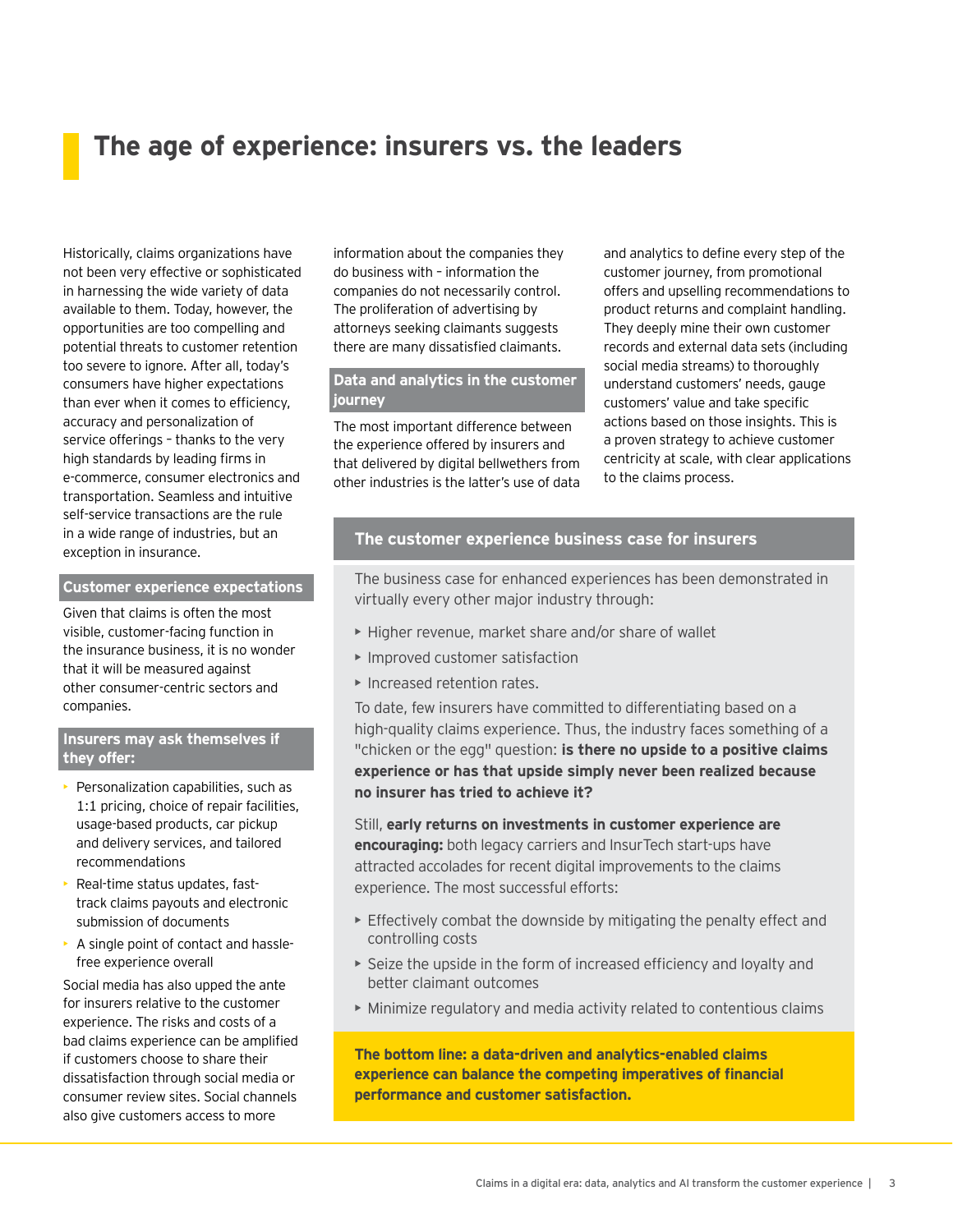# The age of experience: insurers vs. the leaders

Historically, claims organizations have not been very effective or sophisticated in harnessing the wide variety of data available to them. Today, however, the opportunities are too compelling and potential threats to customer retention too severe to ignore. After all, today's consumers have higher expectations than ever when it comes to efficiency, accuracy and personalization of service offerings – thanks to the very high standards by leading firms in e-commerce, consumer electronics and transportation. Seamless and intuitive self-service transactions are the rule in a wide range of industries, but an exception in insurance.

### Customer experience expectations

Given that claims is often the most visible, customer-facing function in the insurance business, it is no wonder that it will be measured against other consumer-centric sectors and companies.

### Insurers may ask themselves if they offer:

- Personalization capabilities, such as 1:1 pricing, choice of repair facilities, usage-based products, car pickup and delivery services, and tailored recommendations
- Real-time status updates, fast-track claims payouts and electronic submission of documents
- A single point of contact and hassle-free experience overall

Social media has also upped the ante for insurers relative to the customer experience. The risks and costs of a bad claims experience can be amplified if customers choose to share their dissatisfaction through social media or consumer review sites. Social channels also give customers access to more information about the companies they do business with – information the companies do not necessarily control. The proliferation of advertising by attorneys seeking claimants suggests there are many dissatisfied claimants.

### Data and analytics in the customer journey

The most important difference between the experience offered by insurers and that delivered by digital bellwethers from other industries is the latter's use of data and analytics to define every step of the customer journey, from promotional offers and upselling recommendations to product returns and complaint handling. They deeply mine their own customer records and external data sets (including social media streams) to thoroughly understand customers' needs, gauge customers' value and take specific actions based on those insights. This is a proven strategy to achieve customer centricity at scale, with clear applications to the claims process.

### The customer experience business case for insurers

The business case for enhanced experiences has been demonstrated in virtually every other major industry through:

- Higher revenue, market share and/or share of wallet
- Improved customer satisfaction
- Increased retention rates.

To date, few insurers have committed to differentiating based on a high-quality claims experience. Thus, the industry faces something of a "chicken or the egg" question: **is there no upside to a positive claims experience or has that upside simply never been realized because no insurer has tried to achieve it?**

Still, **early returns on investments in customer experience are encouraging:** both legacy carriers and InsurTech start-ups have attracted accolades for recent digital improvements to the claims experience. The most successful efforts:

- Effectively combat the downside by mitigating the penalty effect and controlling costs
- Seize the upside in the form of increased efficiency and loyalty and better claimant outcomes
- Minimize regulatory and media activity related to contentious claims

**The bottom line: a data-driven and analytics-enabled claims experience can balance the competing imperatives of financial performance and customer satisfaction.**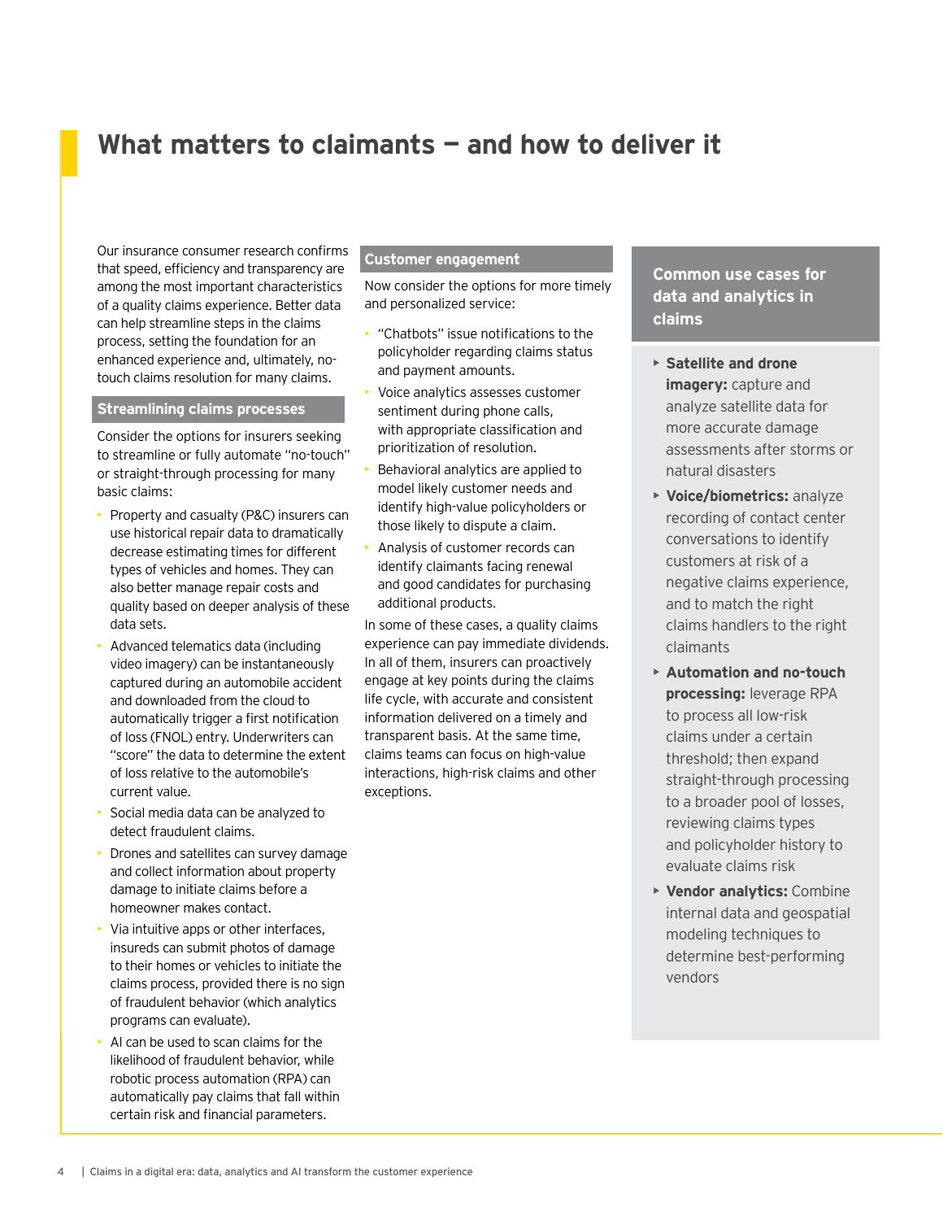# What matters to claimants — and how to deliver it

Our insurance consumer research confirms that speed, efficiency and transparency are among the most important characteristics of a quality claims experience. Better data can help streamline steps in the claims process, setting the foundation for an enhanced experience and, ultimately, no-touch claims resolution for many claims.

## Streamlining claims processes

Consider the options for insurers seeking to streamline or fully automate "no-touch" or straight-through processing for many basic claims:

- Property and casualty (P&C) insurers can use historical repair data to dramatically decrease estimating times for different types of vehicles and homes. They can also better manage repair costs and quality based on deeper analysis of these data sets.
- Advanced telematics data (including video imagery) can be instantaneously captured during an automobile accident and downloaded from the cloud to automatically trigger a first notification of loss (FNOL) entry. Underwriters can "score" the data to determine the extent of loss relative to the automobile's current value.
- Social media data can be analyzed to detect fraudulent claims.
- Drones and satellites can survey damage and collect information about property damage to initiate claims before a homeowner makes contact.
- Via intuitive apps or other interfaces, insureds can submit photos of damage to their homes or vehicles to initiate the claims process, provided there is no sign of fraudulent behavior (which analytics programs can evaluate).
- AI can be used to scan claims for the likelihood of fraudulent behavior, while robotic process automation (RPA) can automatically pay claims that fall within certain risk and financial parameters.

## Customer engagement

Now consider the options for more timely and personalized service:

- "Chatbots" issue notifications to the policyholder regarding claims status and payment amounts.
- Voice analytics assesses customer sentiment during phone calls, with appropriate classification and prioritization of resolution.
- Behavioral analytics are applied to model likely customer needs and identify high-value policyholders or those likely to dispute a claim.
- Analysis of customer records can identify claimants facing renewal and good candidates for purchasing additional products.

In some of these cases, a quality claims experience can pay immediate dividends. In all of them, insurers can proactively engage at key points during the claims life cycle, with accurate and consistent information delivered on a timely and transparent basis. At the same time, claims teams can focus on high-value interactions, high-risk claims and other exceptions.

## Common use cases for data and analytics in claims

- **Satellite and drone imagery:** capture and analyze satellite data for more accurate damage assessments after storms or natural disasters
- **Voice/biometrics:** analyze recording of contact center conversations to identify customers at risk of a negative claims experience, and to match the right claims handlers to the right claimants
- **Automation and no-touch processing:** leverage RPA to process all low-risk claims under a certain threshold; then expand straight-through processing to a broader pool of losses, reviewing claims types and policyholder history to evaluate claims risk
- **Vendor analytics:** Combine internal data and geospatial modeling techniques to determine best-performing vendors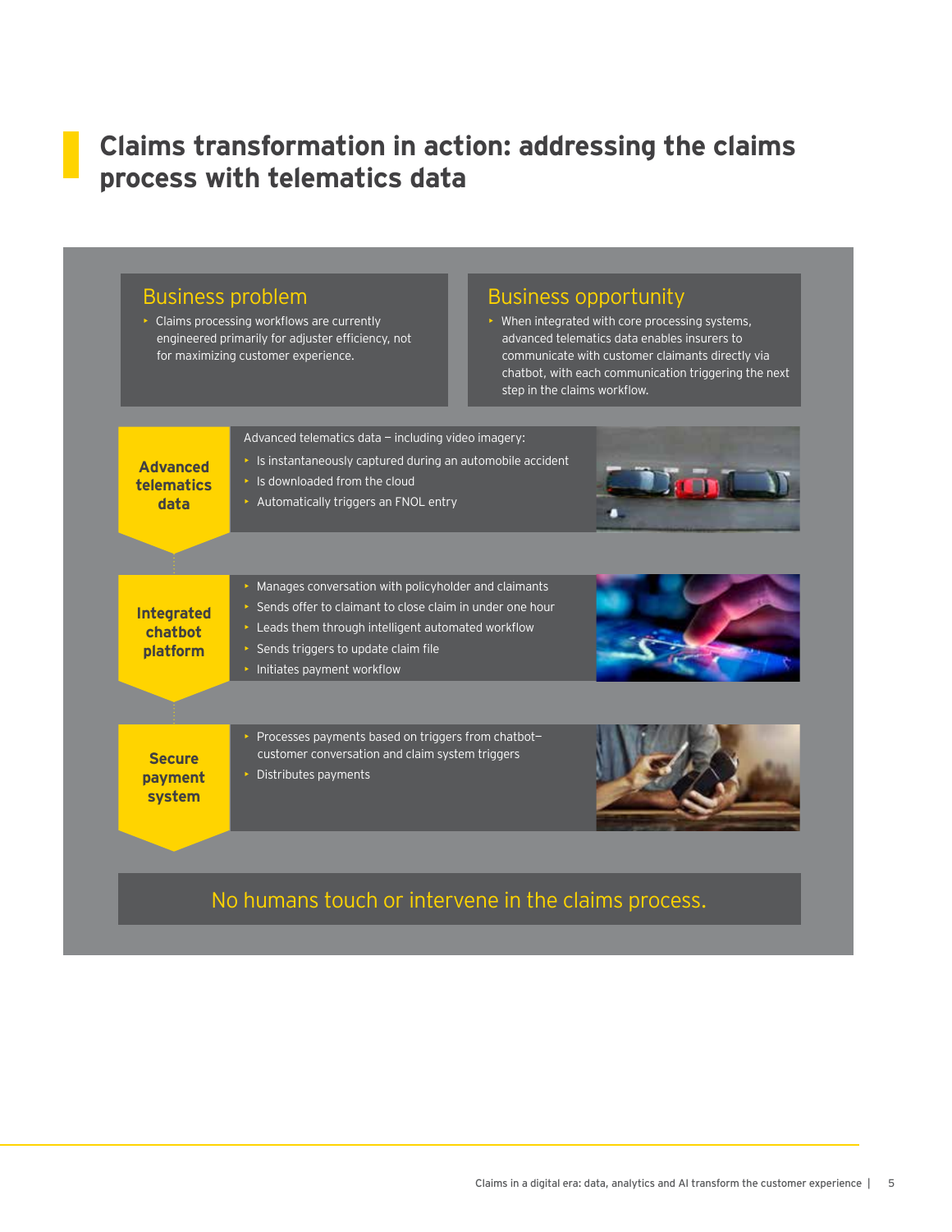## Claims transformation in action: addressing the claims process with telematics data

### Business problem

- Claims processing workflows are currently engineered primarily for adjuster efficiency, not for maximizing customer experience.

### Business opportunity

- When integrated with core processing systems, advanced telematics data enables insurers to communicate with customer claimants directly via chatbot, with each communication triggering the next step in the claims workflow.

**Advanced telematics data**

Advanced telematics data – including video imagery:

- Is instantaneously captured during an automobile accident
- Is downloaded from the cloud
- Automatically triggers an FNOL entry

**Integrated chatbot platform**

- Manages conversation with policyholder and claimants
- Sends offer to claimant to close claim in under one hour
- Leads them through intelligent automated workflow
- Sends triggers to update claim file
- Initiates payment workflow

**Secure payment system**

- Processes payments based on triggers from chatbot–customer conversation and claim system triggers
- Distributes payments

No humans touch or intervene in the claims process.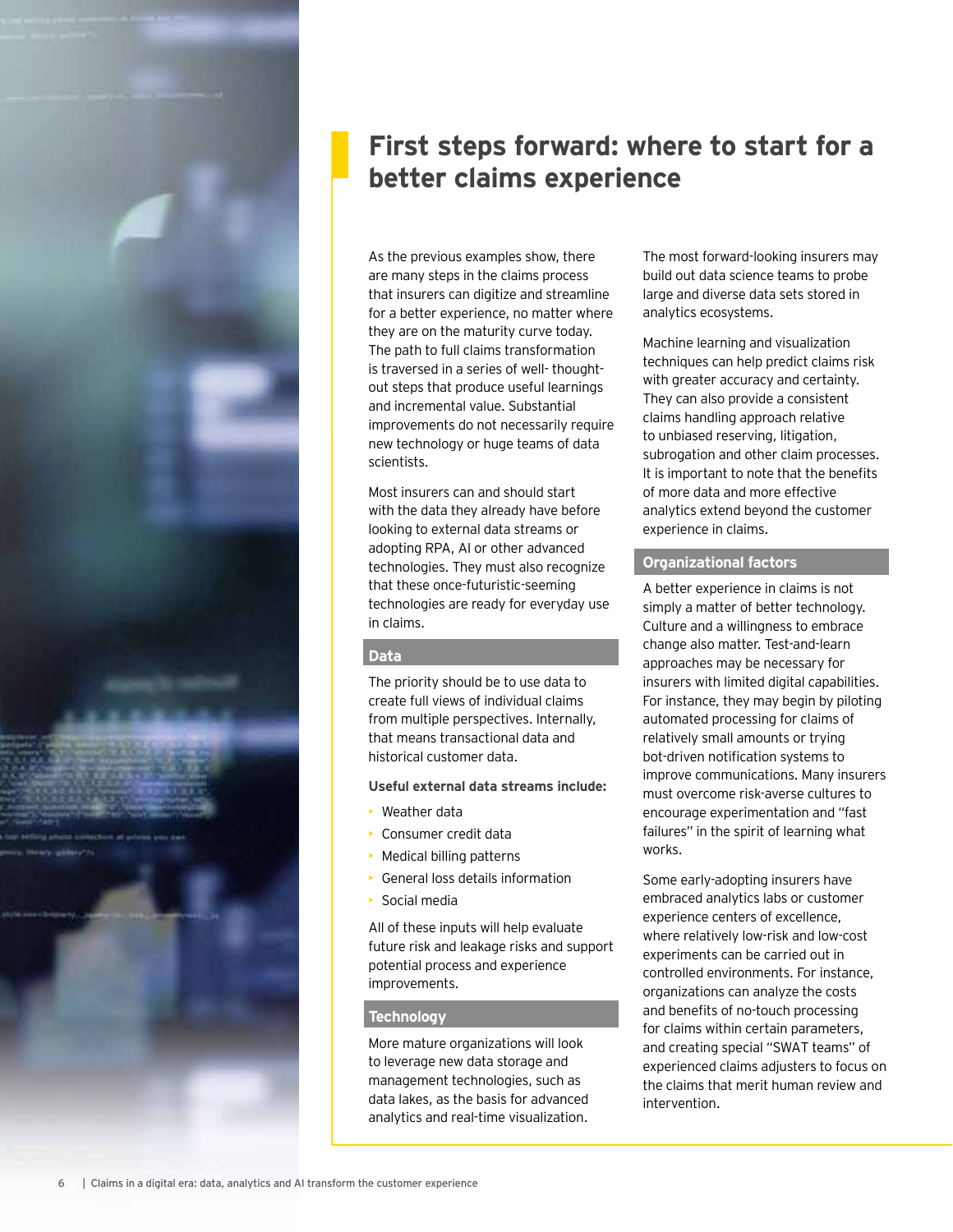# First steps forward: where to start for a better claims experience

As the previous examples show, there are many steps in the claims process that insurers can digitize and streamline for a better experience, no matter where they are on the maturity curve today. The path to full claims transformation is traversed in a series of well- thought-out steps that produce useful learnings and incremental value. Substantial improvements do not necessarily require new technology or huge teams of data scientists.

Most insurers can and should start with the data they already have before looking to external data streams or adopting RPA, AI or other advanced technologies. They must also recognize that these once-futuristic-seeming technologies are ready for everyday use in claims.

## Data

The priority should be to use data to create full views of individual claims from multiple perspectives. Internally, that means transactional data and historical customer data.

**Useful external data streams include:**

- Weather data
- Consumer credit data
- Medical billing patterns
- General loss details information
- Social media

All of these inputs will help evaluate future risk and leakage risks and support potential process and experience improvements.

## Technology

More mature organizations will look to leverage new data storage and management technologies, such as data lakes, as the basis for advanced analytics and real-time visualization.

The most forward-looking insurers may build out data science teams to probe large and diverse data sets stored in analytics ecosystems.

Machine learning and visualization techniques can help predict claims risk with greater accuracy and certainty. They can also provide a consistent claims handling approach relative to unbiased reserving, litigation, subrogation and other claim processes. It is important to note that the benefits of more data and more effective analytics extend beyond the customer experience in claims.

## Organizational factors

A better experience in claims is not simply a matter of better technology. Culture and a willingness to embrace change also matter. Test-and-learn approaches may be necessary for insurers with limited digital capabilities. For instance, they may begin by piloting automated processing for claims of relatively small amounts or trying bot-driven notification systems to improve communications. Many insurers must overcome risk-averse cultures to encourage experimentation and "fast failures" in the spirit of learning what works.

Some early-adopting insurers have embraced analytics labs or customer experience centers of excellence, where relatively low-risk and low-cost experiments can be carried out in controlled environments. For instance, organizations can analyze the costs and benefits of no-touch processing for claims within certain parameters, and creating special "SWAT teams" of experienced claims adjusters to focus on the claims that merit human review and intervention.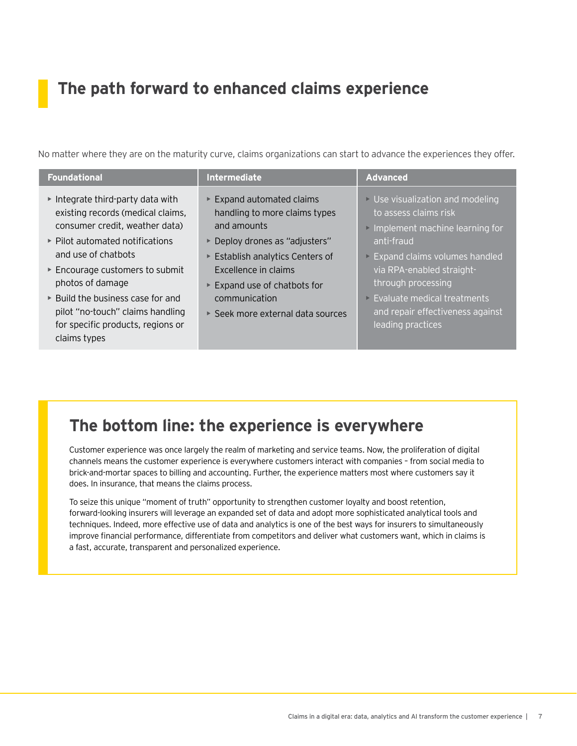## The path forward to enhanced claims experience

No matter where they are on the maturity curve, claims organizations can start to advance the experiences they offer.

| Foundational | Intermediate | Advanced |
|---|---|---|
| ▸ Integrate third-party data with existing records (medical claims, consumer credit, weather data)<br>▸ Pilot automated notifications and use of chatbots<br>▸ Encourage customers to submit photos of damage<br>▸ Build the business case for and pilot "no-touch" claims handling for specific products, regions or claims types | ▸ Expand automated claims handling to more claims types and amounts<br>▸ Deploy drones as "adjusters"<br>▸ Establish analytics Centers of Excellence in claims<br>▸ Expand use of chatbots for communication<br>▸ Seek more external data sources | ▸ Use visualization and modeling to assess claims risk<br>▸ Implement machine learning for anti-fraud<br>▸ Expand claims volumes handled via RPA-enabled straight-through processing<br>▸ Evaluate medical treatments and repair effectiveness against leading practices |

## The bottom line: the experience is everywhere

Customer experience was once largely the realm of marketing and service teams. Now, the proliferation of digital channels means the customer experience is everywhere customers interact with companies – from social media to brick-and-mortar spaces to billing and accounting. Further, the experience matters most where customers say it does. In insurance, that means the claims process.

To seize this unique "moment of truth" opportunity to strengthen customer loyalty and boost retention, forward-looking insurers will leverage an expanded set of data and adopt more sophisticated analytical tools and techniques. Indeed, more effective use of data and analytics is one of the best ways for insurers to simultaneously improve financial performance, differentiate from competitors and deliver what customers want, which in claims is a fast, accurate, transparent and personalized experience.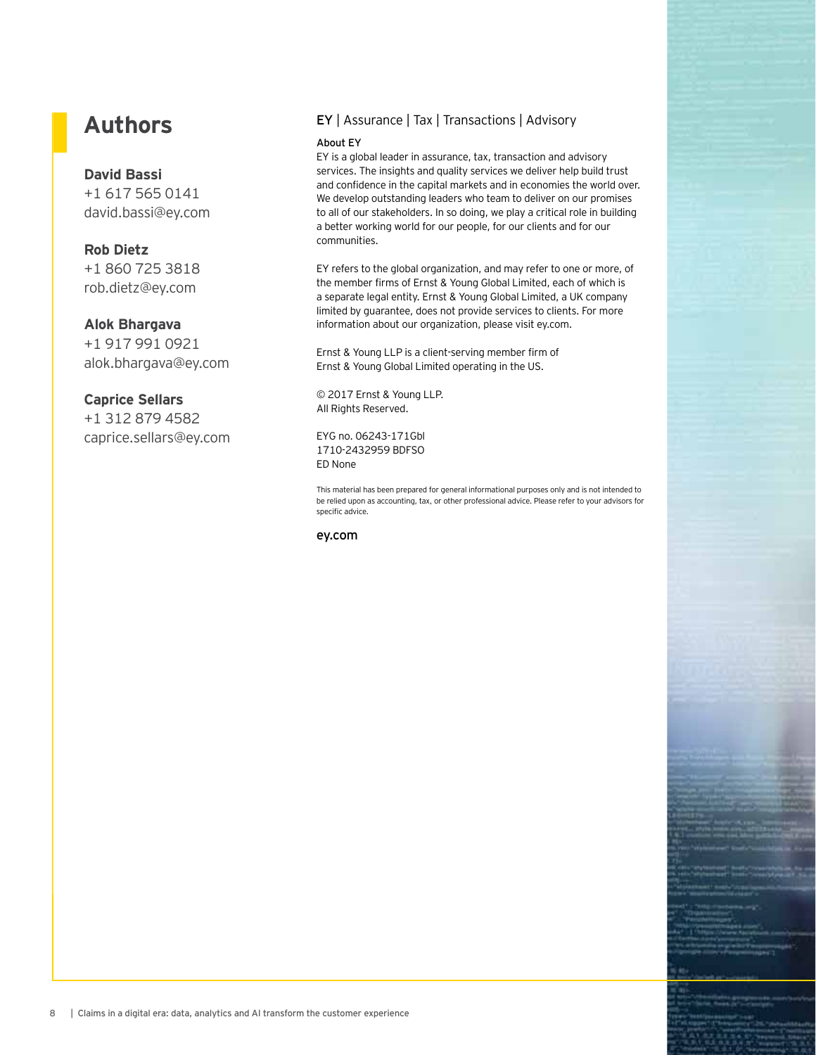# Authors

**David Bassi**
+1 617 565 0141
david.bassi@ey.com

**Rob Dietz**
+1 860 725 3818
rob.dietz@ey.com

**Alok Bhargava**
+1 917 991 0921
alok.bhargava@ey.com

**Caprice Sellars**
+1 312 879 4582
caprice.sellars@ey.com

EY | Assurance | Tax | Transactions | Advisory

**About EY**
EY is a global leader in assurance, tax, transaction and advisory services. The insights and quality services we deliver help build trust and confidence in the capital markets and in economies the world over. We develop outstanding leaders who team to deliver on our promises to all of our stakeholders. In so doing, we play a critical role in building a better working world for our people, for our clients and for our communities.

EY refers to the global organization, and may refer to one or more, of the member firms of Ernst & Young Global Limited, each of which is a separate legal entity. Ernst & Young Global Limited, a UK company limited by guarantee, does not provide services to clients. For more information about our organization, please visit ey.com.

Ernst & Young LLP is a client-serving member firm of Ernst & Young Global Limited operating in the US.

© 2017 Ernst & Young LLP.
All Rights Reserved.

EYG no. 06243-171Gbl
1710-2432959 BDFSO
ED None

This material has been prepared for general informational purposes only and is not intended to be relied upon as accounting, tax, or other professional advice. Please refer to your advisors for specific advice.

**ey.com**